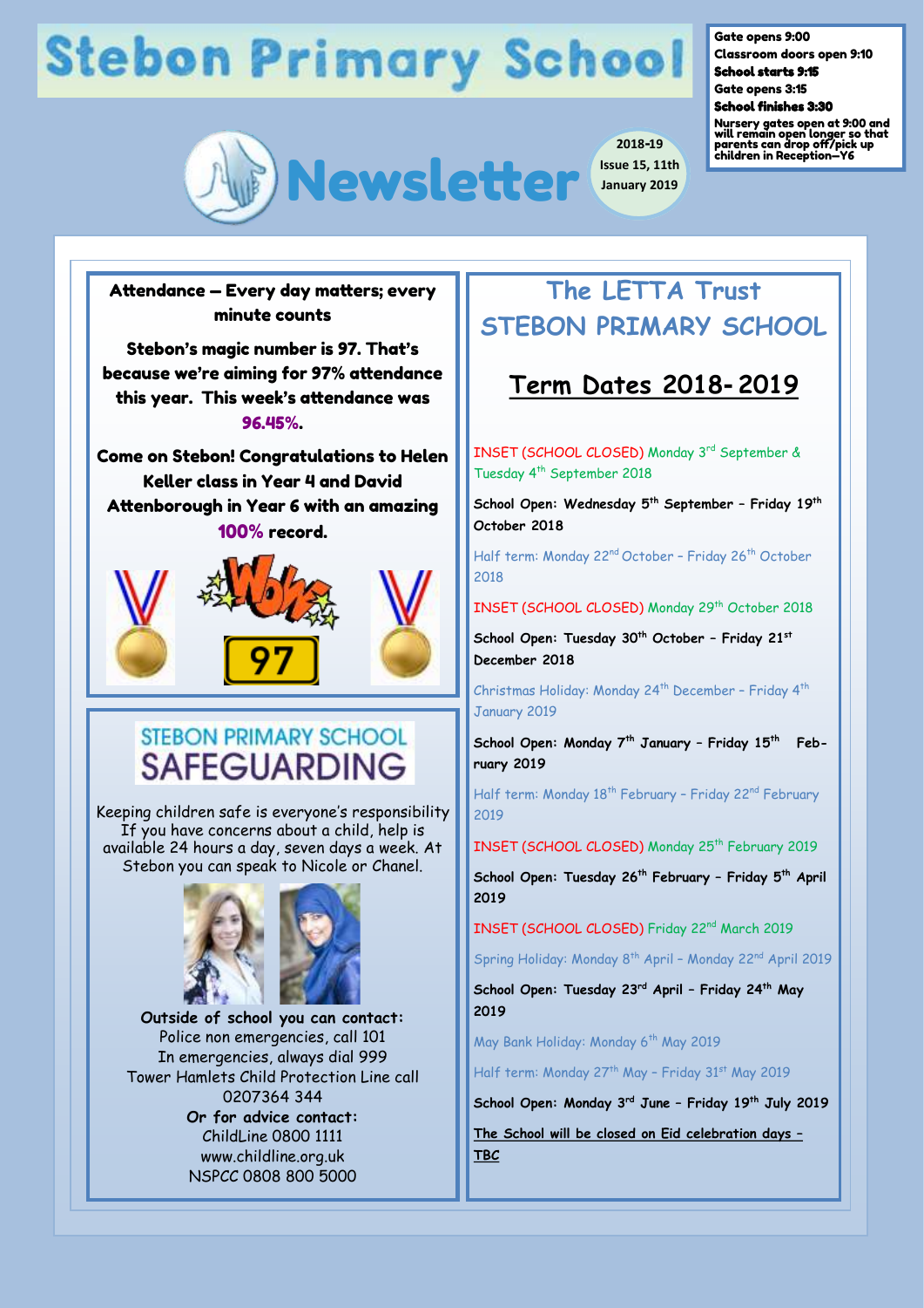# Stebon Primary School

**Gate opens 9:00**
**Classroom doors open 9:10**
**School starts 9:15**
**Gate opens 3:15**
**School finishes 3:30**
**Nursery gates open at 9:00 and will remain open longer so that parents can drop off/pick up children in Reception—Y6**

# Newsletter

**2018-19 Issue 15, 11th January 2019**

## Attendance – Every day matters; every minute counts

**Stebon's magic number is 97. That's because we're aiming for 97% attendance this year. This week's attendance was 96.45%.**

**Come on Stebon! Congratulations to Helen Keller class in Year 4 and David Attenborough in Year 6 with an amazing 100% record.**

WOW! 97

## STEBON PRIMARY SCHOOL SAFEGUARDING

Keeping children safe is everyone's responsibility. If you have concerns about a child, help is available 24 hours a day, seven days a week. At Stebon you can speak to Nicole or Chanel.

**Outside of school you can contact:**
Police non emergencies, call 101
In emergencies, always dial 999
Tower Hamlets Child Protection Line call 0207364 344
**Or for advice contact:**
ChildLine 0800 1111
www.childline.org.uk
NSPCC 0808 800 5000

## The LETTA Trust STEBON PRIMARY SCHOOL

## Term Dates 2018-2019

INSET (SCHOOL CLOSED) Monday 3rd September & Tuesday 4th September 2018

**School Open: Wednesday 5th September – Friday 19th October 2018**

Half term: Monday 22nd October – Friday 26th October 2018

INSET (SCHOOL CLOSED) Monday 29th October 2018

**School Open: Tuesday 30th October – Friday 21st December 2018**

Christmas Holiday: Monday 24th December – Friday 4th January 2019

**School Open: Monday 7th January – Friday 15th February 2019**

Half term: Monday 18th February – Friday 22nd February 2019

INSET (SCHOOL CLOSED) Monday 25th February 2019

**School Open: Tuesday 26th February – Friday 5th April 2019**

INSET (SCHOOL CLOSED) Friday 22nd March 2019

Spring Holiday: Monday 8th April – Monday 22nd April 2019

**School Open: Tuesday 23rd April – Friday 24th May 2019**

May Bank Holiday: Monday 6th May 2019

Half term: Monday 27th May – Friday 31st May 2019

**School Open: Monday 3rd June – Friday 19th July 2019**

**The School will be closed on Eid celebration days – TBC**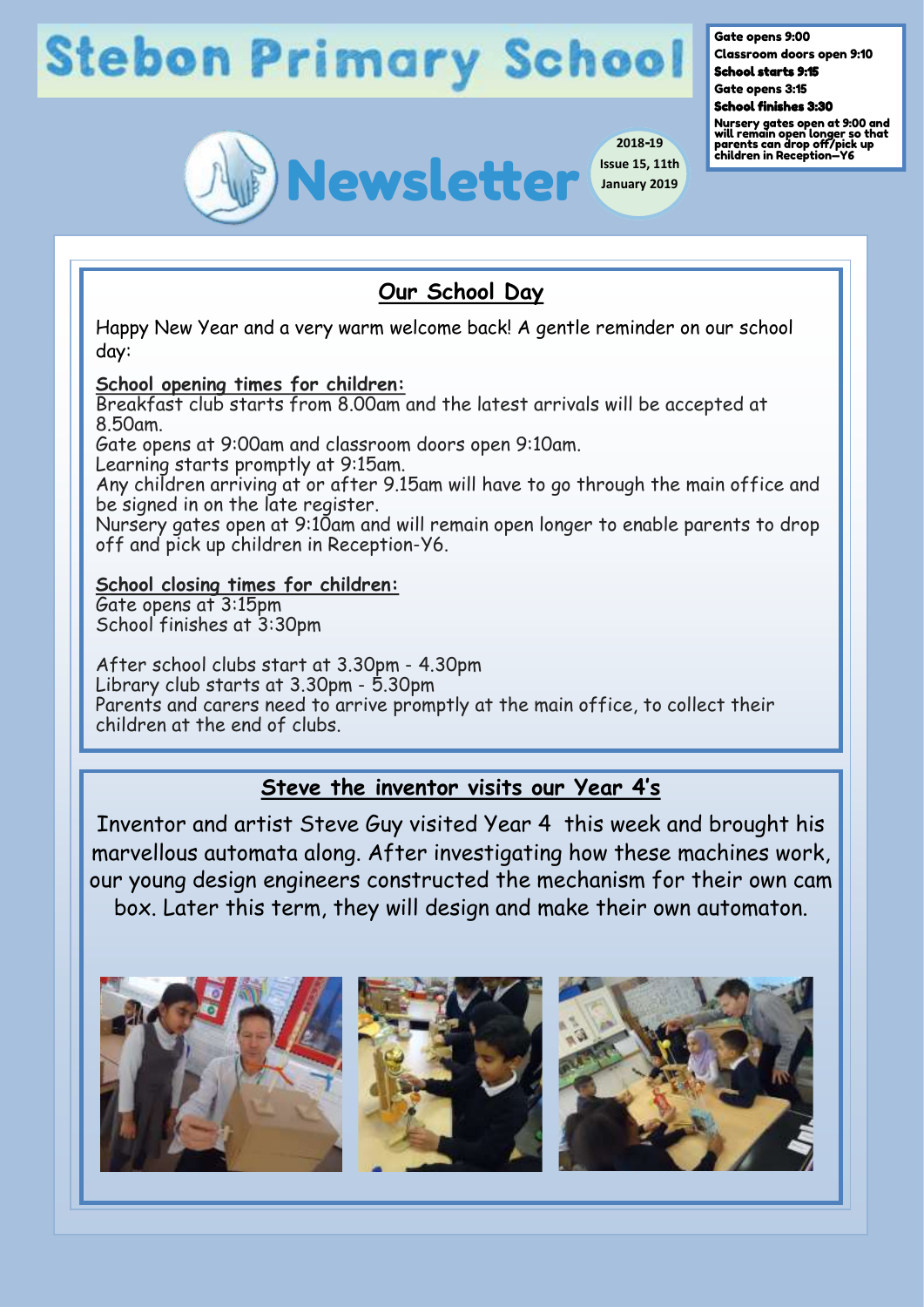# Stebon Primary School

**Gate opens 9:00**
**Classroom doors open 9:10**
**School starts 9:15**
**Gate opens 3:15**
**School finishes 3:30**
**Nursery gates open at 9:00 and will remain open longer so that parents can drop off/pick up children in Reception—Y6**

# Newsletter

2018-19
Issue 15, 11th January 2019

## Our School Day

Happy New Year and a very warm welcome back! A gentle reminder on our school day:

**School opening times for children:**
Breakfast club starts from 8.00am and the latest arrivals will be accepted at 8.50am.
Gate opens at 9:00am and classroom doors open 9:10am.
Learning starts promptly at 9:15am.
Any children arriving at or after 9.15am will have to go through the main office and be signed in on the late register.
Nursery gates open at 9:10am and will remain open longer to enable parents to drop off and pick up children in Reception-Y6.

**School closing times for children:**
Gate opens at 3:15pm
School finishes at 3:30pm

After school clubs start at 3.30pm - 4.30pm
Library club starts at 3.30pm - 5.30pm
Parents and carers need to arrive promptly at the main office, to collect their children at the end of clubs.

## Steve the inventor visits our Year 4's

Inventor and artist Steve Guy visited Year 4 this week and brought his marvellous automata along. After investigating how these machines work, our young design engineers constructed the mechanism for their own cam box. Later this term, they will design and make their own automaton.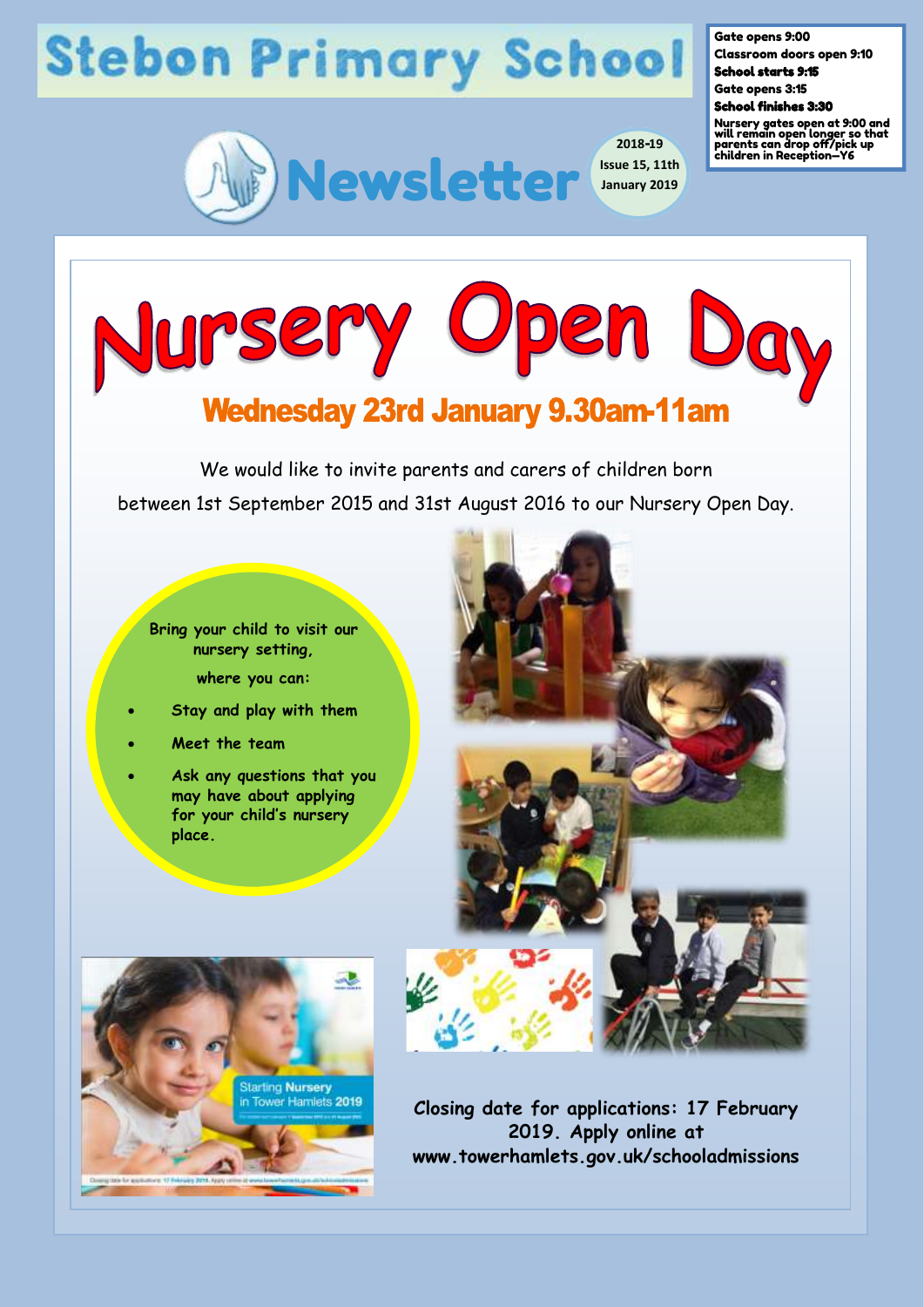# Stebon Primary School

**Gate opens 9:00**
**Classroom doors open 9:10**
**School starts 9:15**
**Gate opens 3:15**
**School finishes 3:30**
**Nursery gates open at 9:00 and will remain open longer so that parents can drop off/pick up children in Reception—Y6**

## Newsletter

2018-19
Issue 15, 11th January 2019

# Nursery Open Day

## Wednesday 23rd January 9.30am-11am

We would like to invite parents and carers of children born between 1st September 2015 and 31st August 2016 to our Nursery Open Day.

**Bring your child to visit our nursery setting, where you can:**

- **Stay and play with them**
- **Meet the team**
- **Ask any questions that you may have about applying for your child's nursery place.**

Starting Nursery in Tower Hamlets 2019

**Closing date for applications: 17 February 2019. Apply online at www.towerhamlets.gov.uk/schooladmissions**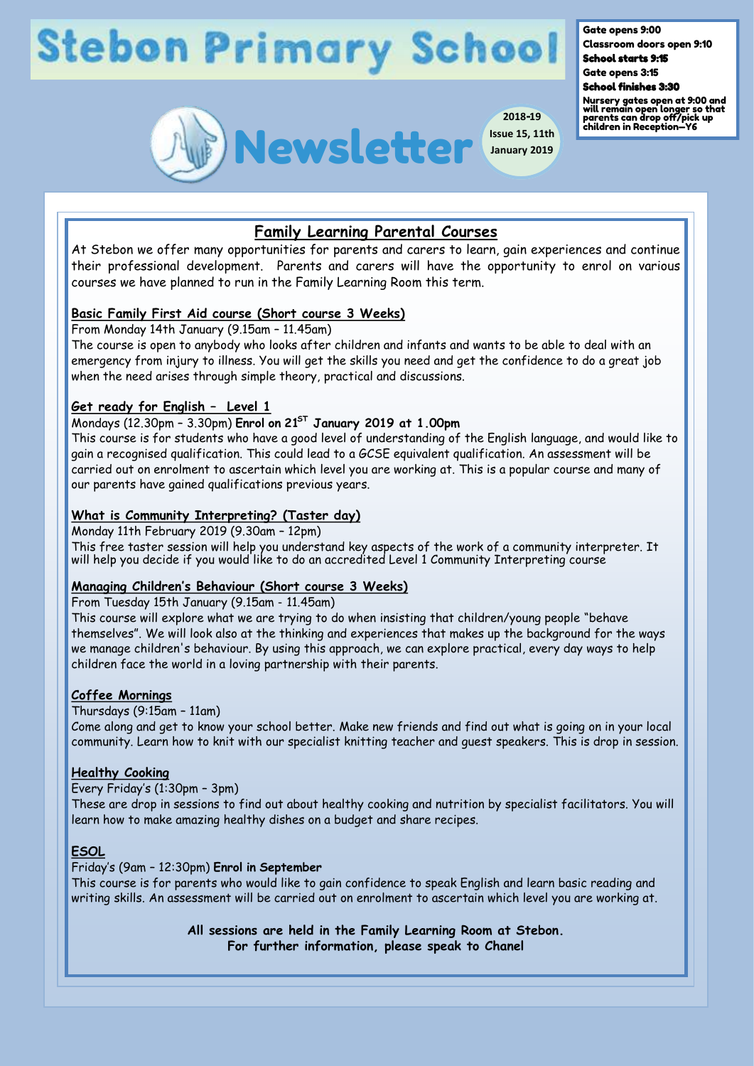# Stebon Primary School

Gate opens 9:00
Classroom doors open 9:10
School starts 9:15
Gate opens 3:15
School finishes 3:30
Nursery gates open at 9:00 and will remain open longer so that parents can drop off/pick up children in Reception—Y6

# Newsletter

2018-19
Issue 15, 11th January 2019

## Family Learning Parental Courses

At Stebon we offer many opportunities for parents and carers to learn, gain experiences and continue their professional development. Parents and carers will have the opportunity to enrol on various courses we have planned to run in the Family Learning Room this term.

### Basic Family First Aid course (Short course 3 Weeks)

From Monday 14th January (9.15am – 11.45am)

The course is open to anybody who looks after children and infants and wants to be able to deal with an emergency from injury to illness. You will get the skills you need and get the confidence to do a great job when the need arises through simple theory, practical and discussions.

### Get ready for English – Level 1

Mondays (12.30pm – 3.30pm) **Enrol on 21ST January 2019 at 1.00pm**

This course is for students who have a good level of understanding of the English language, and would like to gain a recognised qualification. This could lead to a GCSE equivalent qualification. An assessment will be carried out on enrolment to ascertain which level you are working at. This is a popular course and many of our parents have gained qualifications previous years.

### What is Community Interpreting? (Taster day)

Monday 11th February 2019 (9.30am – 12pm)

This free taster session will help you understand key aspects of the work of a community interpreter. It will help you decide if you would like to do an accredited Level 1 Community Interpreting course

### Managing Children's Behaviour (Short course 3 Weeks)

From Tuesday 15th January (9.15am - 11.45am)

This course will explore what we are trying to do when insisting that children/young people "behave themselves". We will look also at the thinking and experiences that makes up the background for the ways we manage children's behaviour. By using this approach, we can explore practical, every day ways to help children face the world in a loving partnership with their parents.

### Coffee Mornings

Thursdays (9:15am – 11am)

Come along and get to know your school better. Make new friends and find out what is going on in your local community. Learn how to knit with our specialist knitting teacher and guest speakers. This is drop in session.

### Healthy Cooking

Every Friday's (1:30pm – 3pm)

These are drop in sessions to find out about healthy cooking and nutrition by specialist facilitators. You will learn how to make amazing healthy dishes on a budget and share recipes.

### ESOL

Friday's (9am – 12:30pm) **Enrol in September**

This course is for parents who would like to gain confidence to speak English and learn basic reading and writing skills. An assessment will be carried out on enrolment to ascertain which level you are working at.

**All sessions are held in the Family Learning Room at Stebon.**
**For further information, please speak to Chanel**